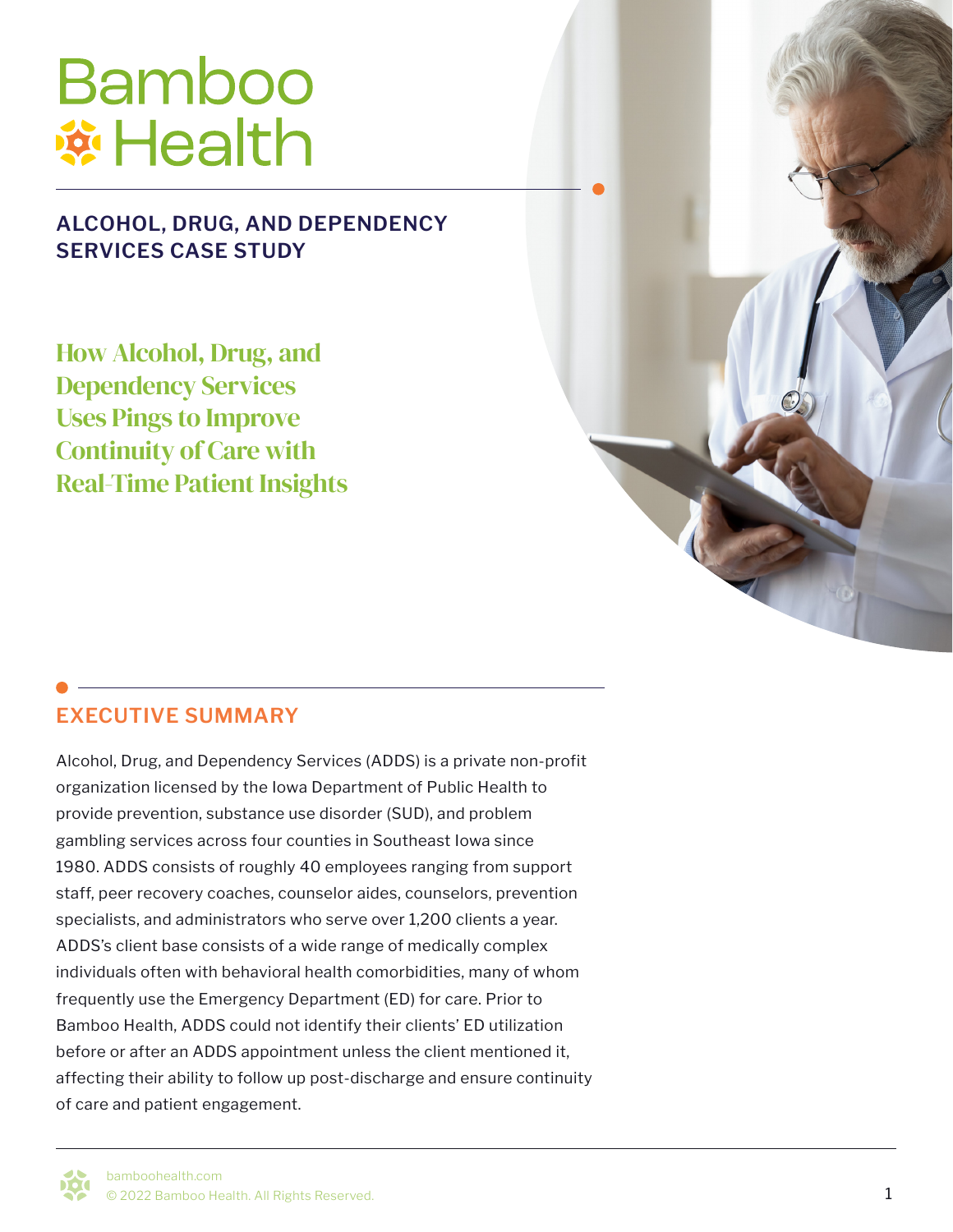# Bamboo Health

## ALCOHOL, DRUG, AND DEPENDENCY SERVICES CASE STUDY

# How Alcohol, Drug, and Dependency Services Uses Pings to Improve Continuity of Care with Real-Time Patient Insights

## EXECUTIVE SUMMARY

Alcohol, Drug, and Dependency Services (ADDS) is a private non-profit organization licensed by the Iowa Department of Public Health to provide prevention, substance use disorder (SUD), and problem gambling services across four counties in Southeast Iowa since 1980. ADDS consists of roughly 40 employees ranging from support staff, peer recovery coaches, counselor aides, counselors, prevention specialists, and administrators who serve over 1,200 clients a year. ADDS's client base consists of a wide range of medically complex individuals often with behavioral health comorbidities, many of whom frequently use the Emergency Department (ED) for care. Prior to Bamboo Health, ADDS could not identify their clients' ED utilization before or after an ADDS appointment unless the client mentioned it, affecting their ability to follow up post-discharge and ensure continuity of care and patient engagement.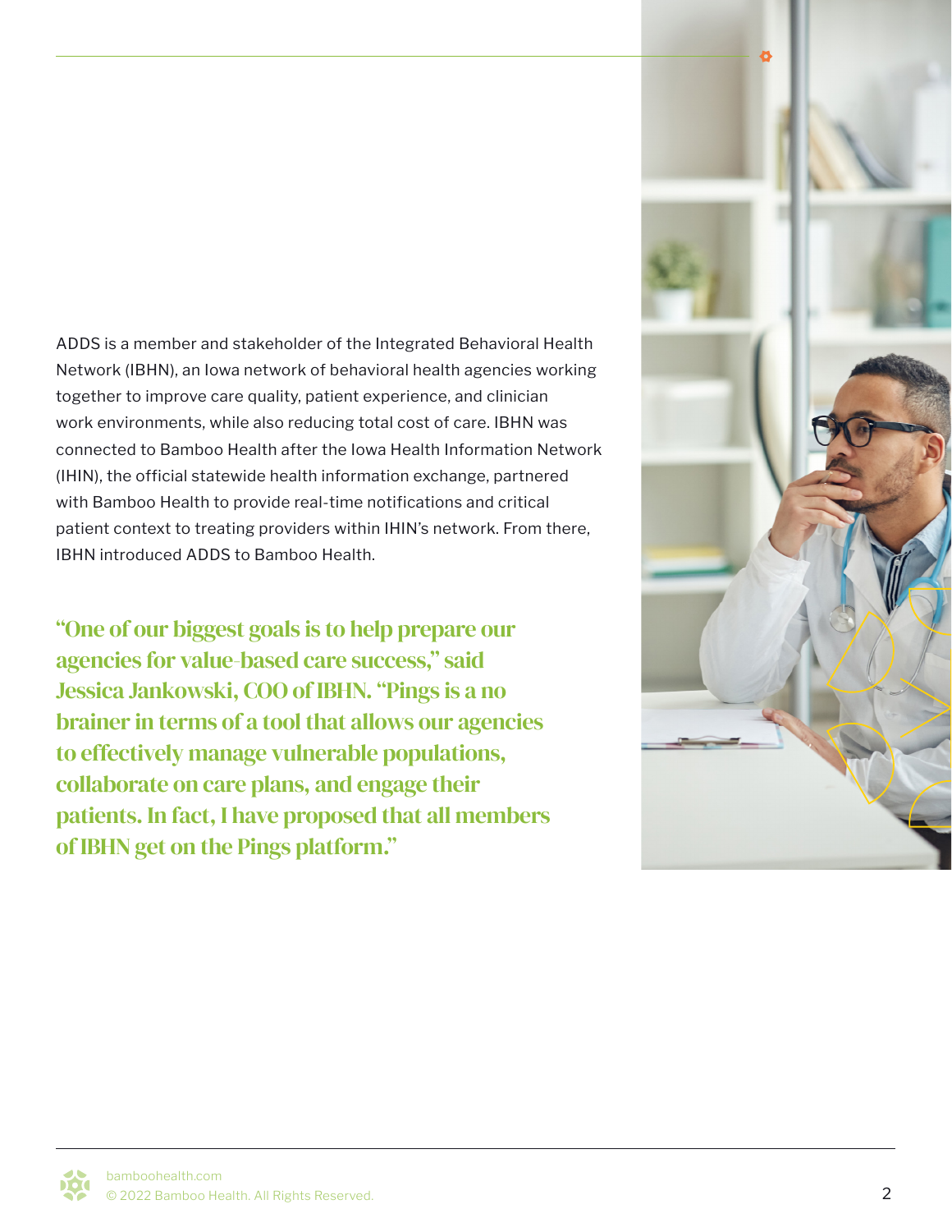ADDS is a member and stakeholder of the Integrated Behavioral Health Network (IBHN), an Iowa network of behavioral health agencies working together to improve care quality, patient experience, and clinician work environments, while also reducing total cost of care. IBHN was connected to Bamboo Health after the Iowa Health Information Network (IHIN), the official statewide health information exchange, partnered with Bamboo Health to provide real-time notifications and critical patient context to treating providers within IHIN's network. From there, IBHN introduced ADDS to Bamboo Health.

**"One of our biggest goals is to help prepare our agencies for value-based care success," said Jessica Jankowski, COO of IBHN. "Pings is a no brainer in terms of a tool that allows our agencies to effectively manage vulnerable populations, collaborate on care plans, and engage their patients. In fact, I have proposed that all members of IBHN get on the Pings platform."**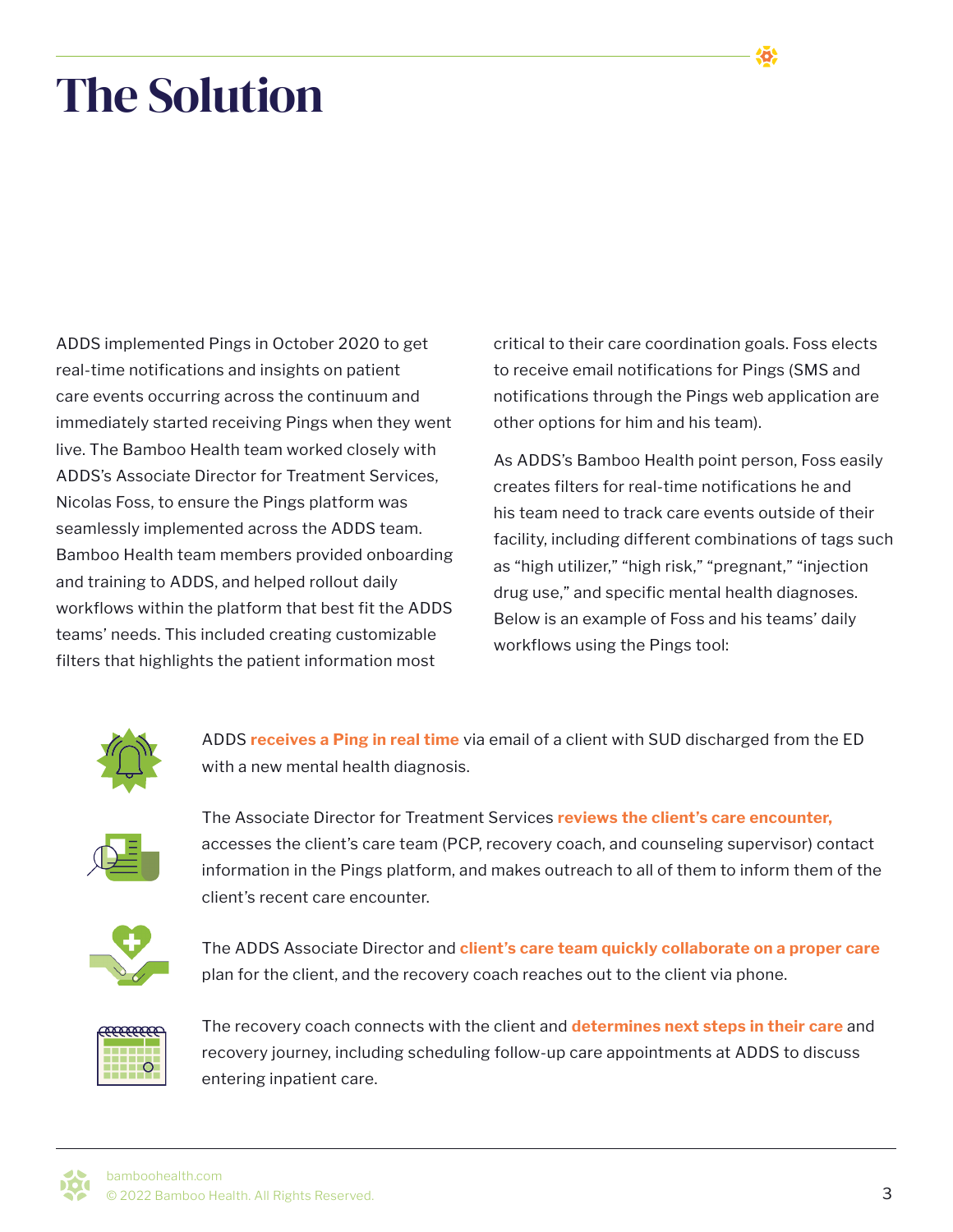# The Solution

ADDS implemented Pings in October 2020 to get real-time notifications and insights on patient care events occurring across the continuum and immediately started receiving Pings when they went live. The Bamboo Health team worked closely with ADDS's Associate Director for Treatment Services, Nicolas Foss, to ensure the Pings platform was seamlessly implemented across the ADDS team. Bamboo Health team members provided onboarding and training to ADDS, and helped rollout daily workflows within the platform that best fit the ADDS teams' needs. This included creating customizable filters that highlights the patient information most critical to their care coordination goals. Foss elects to receive email notifications for Pings (SMS and notifications through the Pings web application are other options for him and his team).

As ADDS's Bamboo Health point person, Foss easily creates filters for real-time notifications he and his team need to track care events outside of their facility, including different combinations of tags such as "high utilizer," "high risk," "pregnant," "injection drug use," and specific mental health diagnoses. Below is an example of Foss and his teams' daily workflows using the Pings tool:

ADDS **receives a Ping in real time** via email of a client with SUD discharged from the ED with a new mental health diagnosis.

The Associate Director for Treatment Services **reviews the client's care encounter,** accesses the client's care team (PCP, recovery coach, and counseling supervisor) contact information in the Pings platform, and makes outreach to all of them to inform them of the client's recent care encounter.

The ADDS Associate Director and **client's care team quickly collaborate on a proper care** plan for the client, and the recovery coach reaches out to the client via phone.

The recovery coach connects with the client and **determines next steps in their care** and recovery journey, including scheduling follow-up care appointments at ADDS to discuss entering inpatient care.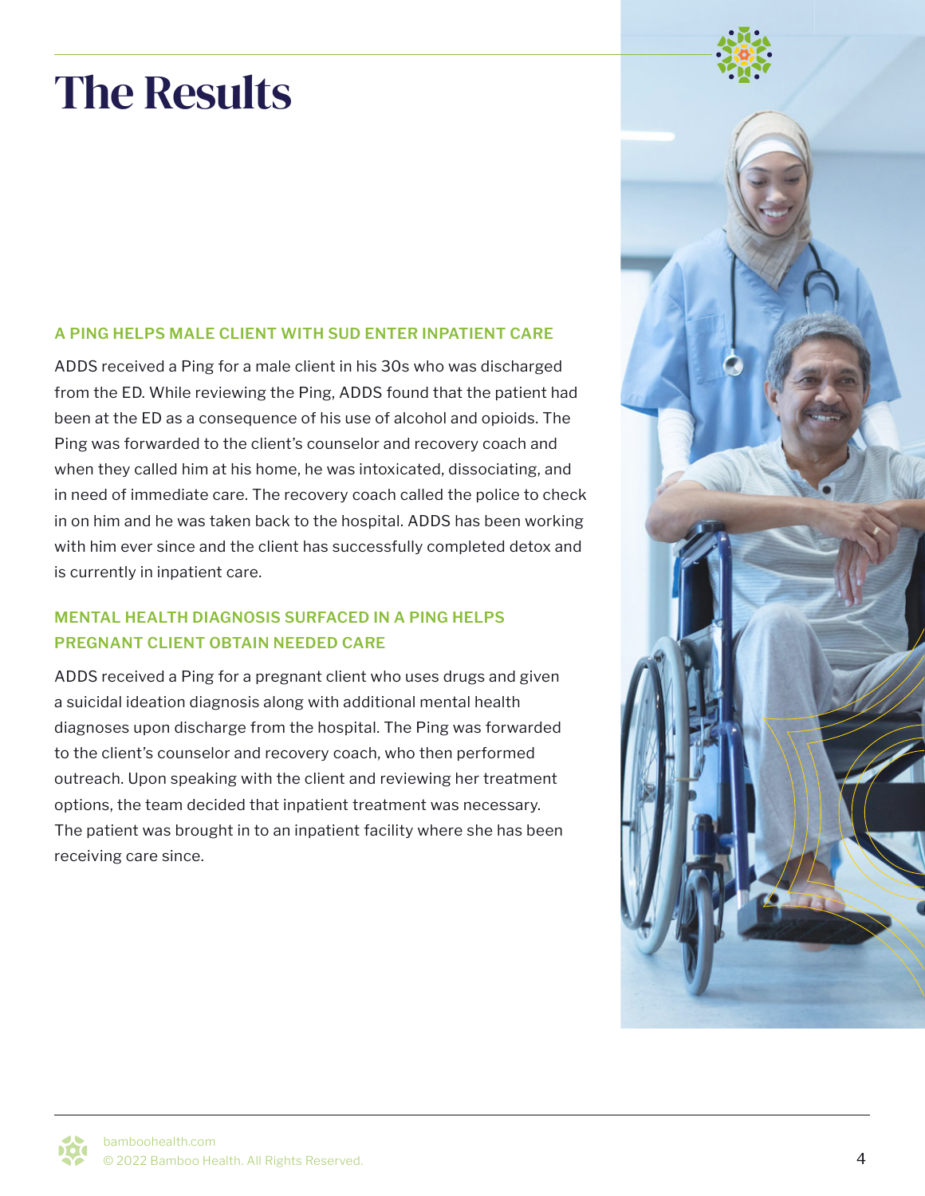# The Results

### A PING HELPS MALE CLIENT WITH SUD ENTER INPATIENT CARE

ADDS received a Ping for a male client in his 30s who was discharged from the ED. While reviewing the Ping, ADDS found that the patient had been at the ED as a consequence of his use of alcohol and opioids. The Ping was forwarded to the client's counselor and recovery coach and when they called him at his home, he was intoxicated, dissociating, and in need of immediate care. The recovery coach called the police to check in on him and he was taken back to the hospital. ADDS has been working with him ever since and the client has successfully completed detox and is currently in inpatient care.

### MENTAL HEALTH DIAGNOSIS SURFACED IN A PING HELPS PREGNANT CLIENT OBTAIN NEEDED CARE

ADDS received a Ping for a pregnant client who uses drugs and given a suicidal ideation diagnosis along with additional mental health diagnoses upon discharge from the hospital. The Ping was forwarded to the client's counselor and recovery coach, who then performed outreach. Upon speaking with the client and reviewing her treatment options, the team decided that inpatient treatment was necessary. The patient was brought in to an inpatient facility where she has been receiving care since.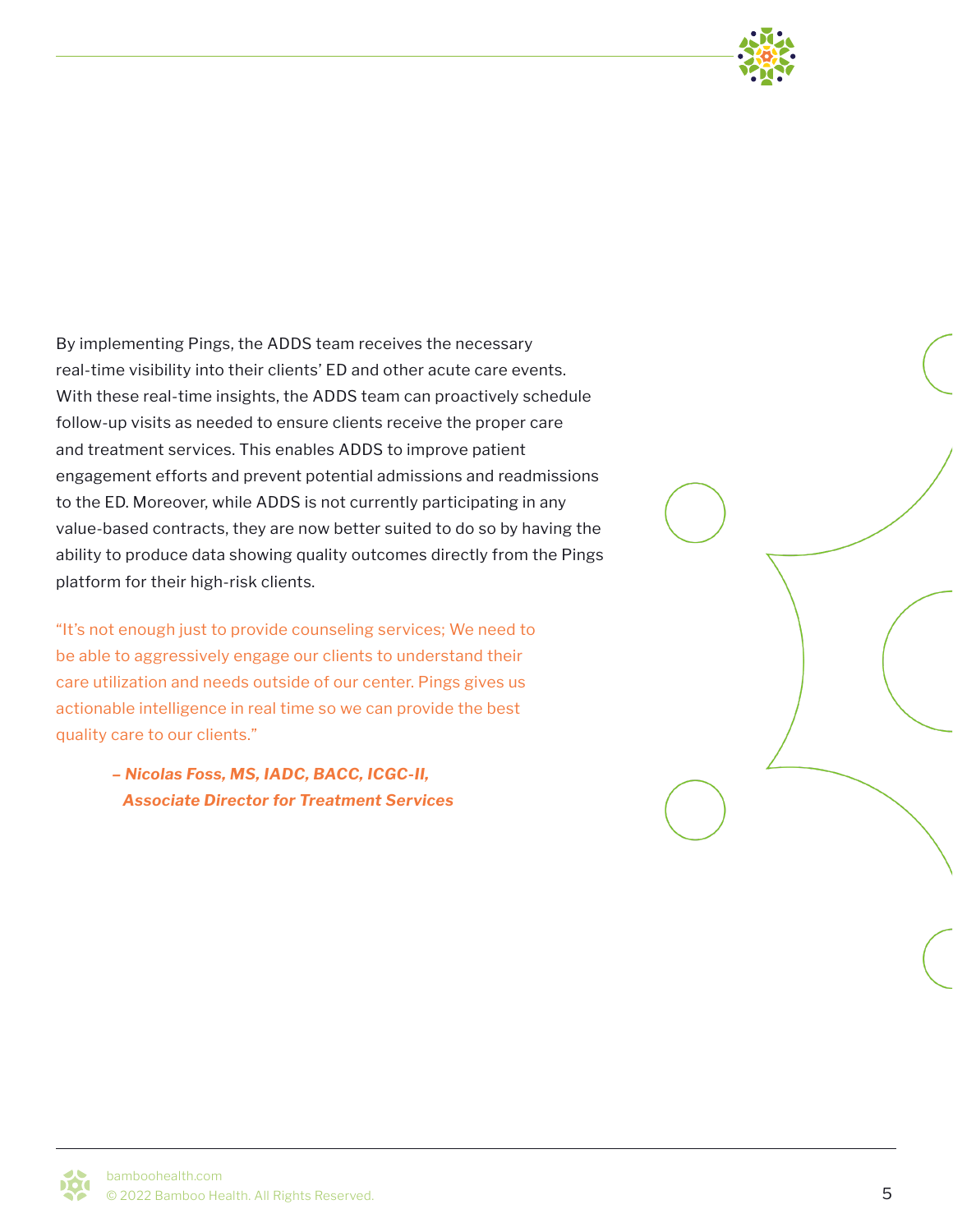By implementing Pings, the ADDS team receives the necessary real-time visibility into their clients' ED and other acute care events. With these real-time insights, the ADDS team can proactively schedule follow-up visits as needed to ensure clients receive the proper care and treatment services. This enables ADDS to improve patient engagement efforts and prevent potential admissions and readmissions to the ED. Moreover, while ADDS is not currently participating in any value-based contracts, they are now better suited to do so by having the ability to produce data showing quality outcomes directly from the Pings platform for their high-risk clients.

"It's not enough just to provide counseling services; We need to be able to aggressively engage our clients to understand their care utilization and needs outside of our center. Pings gives us actionable intelligence in real time so we can provide the best quality care to our clients."

***– Nicolas Foss, MS, IADC, BACC, ICGC-II, Associate Director for Treatment Services***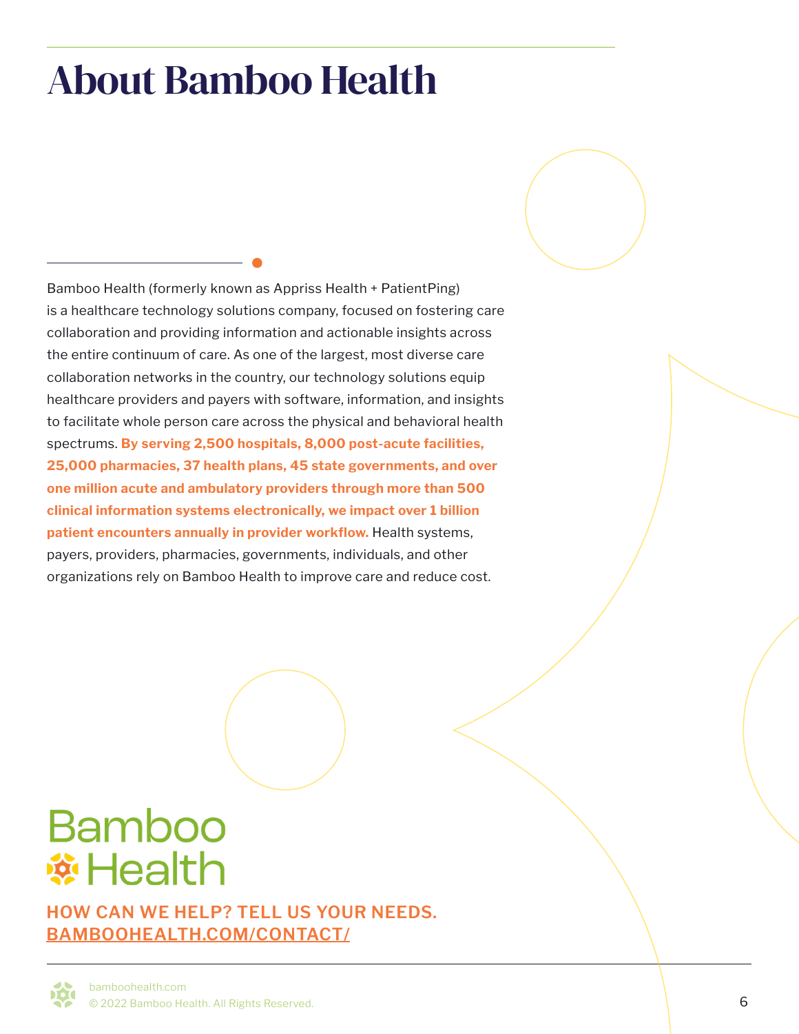# About Bamboo Health

Bamboo Health (formerly known as Appriss Health + PatientPing) is a healthcare technology solutions company, focused on fostering care collaboration and providing information and actionable insights across the entire continuum of care. As one of the largest, most diverse care collaboration networks in the country, our technology solutions equip healthcare providers and payers with software, information, and insights to facilitate whole person care across the physical and behavioral health spectrums. **By serving 2,500 hospitals, 8,000 post-acute facilities, 25,000 pharmacies, 37 health plans, 45 state governments, and over one million acute and ambulatory providers through more than 500 clinical information systems electronically, we impact over 1 billion patient encounters annually in provider workflow.** Health systems, payers, providers, pharmacies, governments, individuals, and other organizations rely on Bamboo Health to improve care and reduce cost.

Bamboo Health

**HOW CAN WE HELP? TELL US YOUR NEEDS.**
**BAMBOOHEALTH.COM/CONTACT/**

bamboohealth.com
© 2022 Bamboo Health. All Rights Reserved.